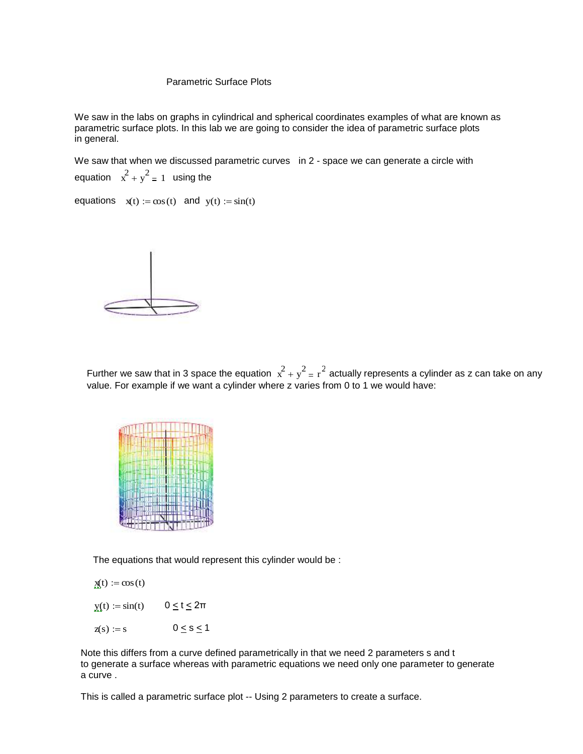# Parametric Surface Plots

We saw in the labs on graphs in cylindrical and spherical coordinates examples of what are known as parametric surface plots. In this lab we are going to consider the idea of parametric surface plots in general.

We saw that when we discussed parametric curves in 2 - space we can generate a circle with equation $x^2 + y^2 = 1$ using the

equations $x(t) := \cos(t)$ and $y(t) := \sin(t)$

Further we saw that in 3 space the equation $x^2 + y^2 = r^2$ actually represents a cylinder as z can take on any value. For example if we want a cylinder where z varies from 0 to 1 we would have:

The equations that would represent this cylinder would be :

$$x(t) := \cos(t)$$

$$y(t) := \sin(t) \qquad 0 \leq t \leq 2\pi$$

$$z(s) := s \qquad 0 \leq s \leq 1$$

Note this differs from a curve defined parametrically in that we need 2 parameters s and t to generate a surface whereas with parametric equations we need only one parameter to generate a curve .

This is called a parametric surface plot -- Using 2 parameters to create a surface.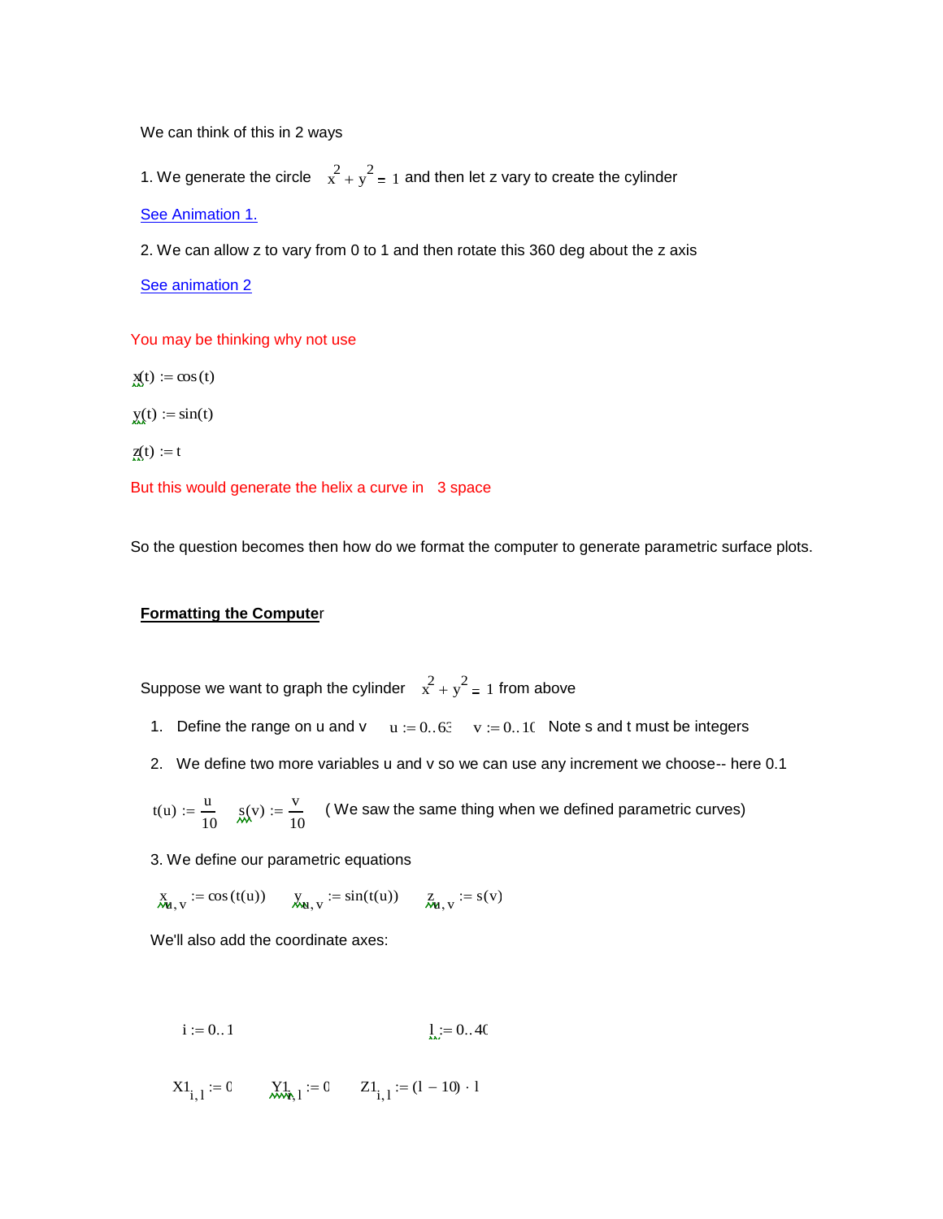We can think of this in 2 ways

1. We generate the circle $x^2 + y^2 = 1$ and then let z vary to create the cylinder

See Animation 1.

2. We can allow z to vary from 0 to 1 and then rotate this 360 deg about the z axis

See animation 2

You may be thinking why not use

$x(t) := \cos(t)$

$y(t) := \sin(t)$

$z(t) := t$

But this would generate the helix a curve in 3 space

So the question becomes then how do we format the computer to generate parametric surface plots.

**Formatting the Computer**

Suppose we want to graph the cylinder $x^2 + y^2 = 1$ from above

1. Define the range on u and v $u := 0..63$ $v := 0..10$ Note s and t must be integers

2. We define two more variables u and v so we can use any increment we choose-- here 0.1

$t(u) := \frac{u}{10}$ $s(v) := \frac{v}{10}$ ( We saw the same thing when we defined parametric curves)

3. We define our parametric equations

$x_{u,v} := \cos(t(u))$ $y_{u,v} := \sin(t(u))$ $z_{u,v} := s(v)$

We'll also add the coordinate axes:

$i := 0..1$ $l := 0..40$

$X1_{i,l} := 0$ $Y1_{i,l} := 0$ $Z1_{i,l} := (l - 10) \cdot 1$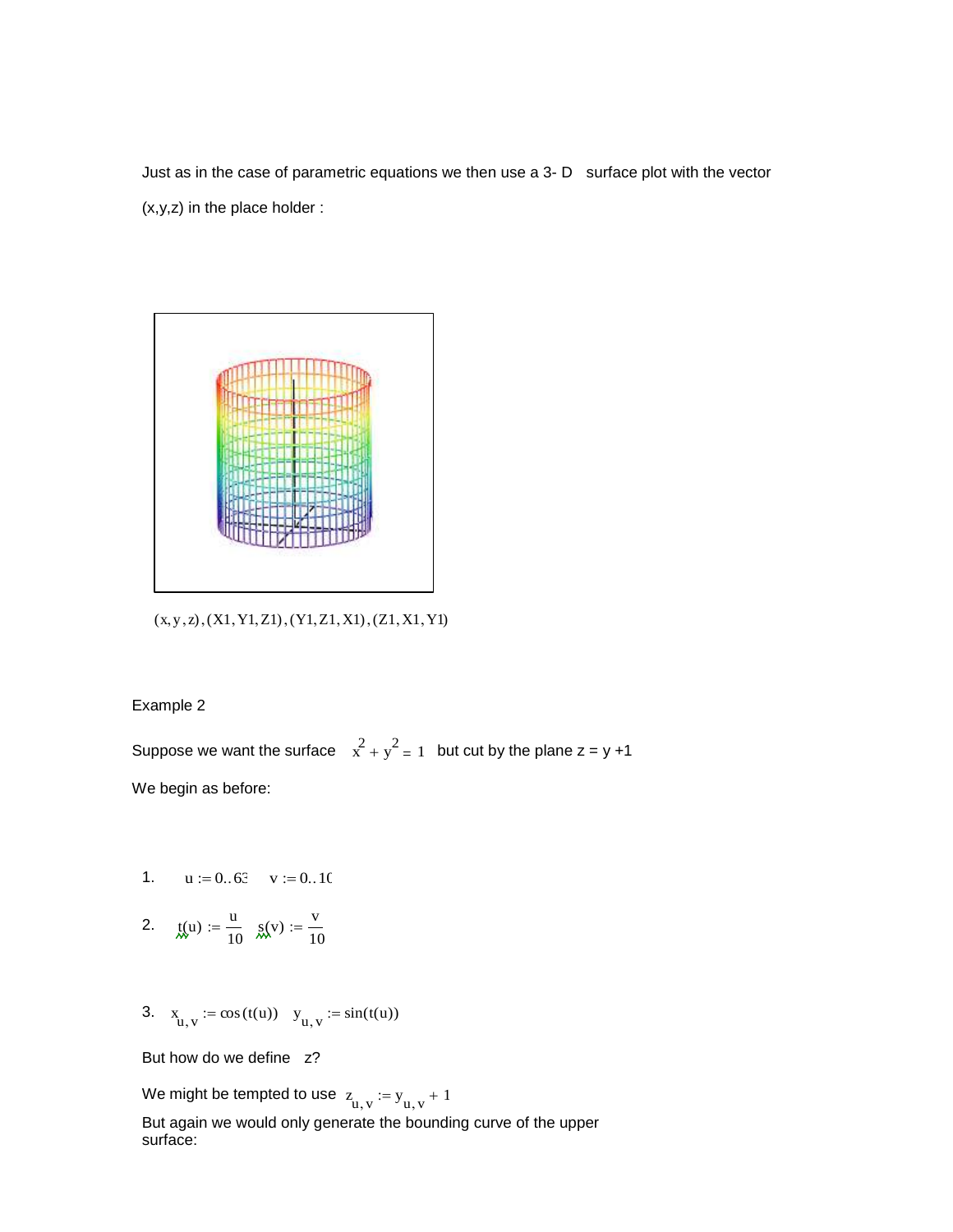Just as in the case of parametric equations we then use a 3- D surface plot with the vector (x,y,z) in the place holder :

$(x, y, z), (X1, Y1, Z1), (Y1, Z1, X1), (Z1, X1, Y1)$

Example 2

Suppose we want the surface $x^2 + y^2 = 1$ but cut by the plane z = y +1

We begin as before:

1. $u := 0..63 \quad v := 0..10$

2. $t(u) := \frac{u}{10} \quad s(v) := \frac{v}{10}$

3. $x_{u,v} := \cos(t(u)) \quad y_{u,v} := \sin(t(u))$

But how do we define z?

We might be tempted to use $z_{u,v} := y_{u,v} + 1$

But again we would only generate the bounding curve of the upper surface: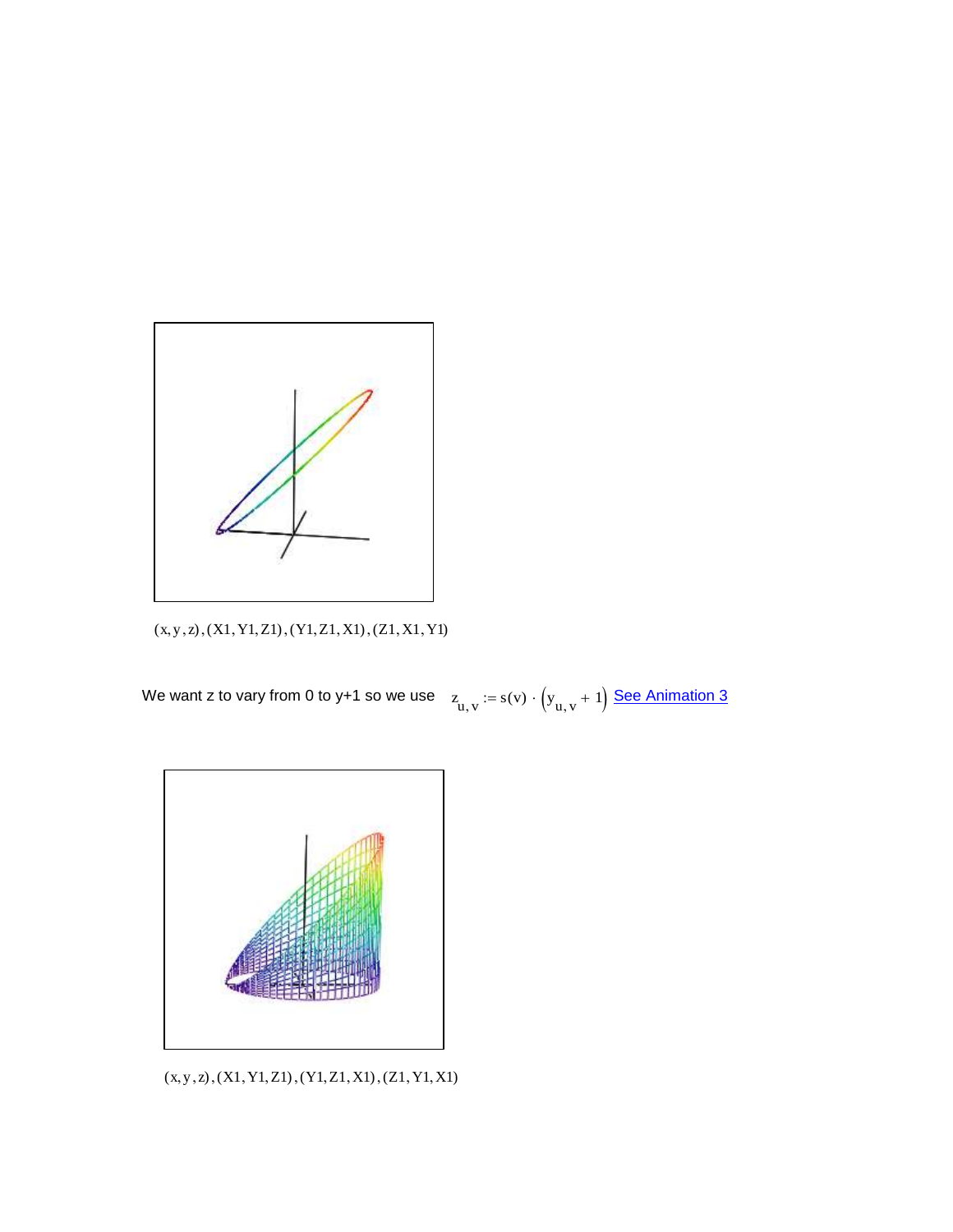$(x, y, z), (X1, Y1, Z1), (Y1, Z1, X1), (Z1, X1, Y1)$

We want z to vary from 0 to y+1 so we use $z_{u,v} := s(v) \cdot \left(y_{u,v} + 1\right)$ See Animation 3

$(x, y, z), (X1, Y1, Z1), (Y1, Z1, X1), (Z1, Y1, X1)$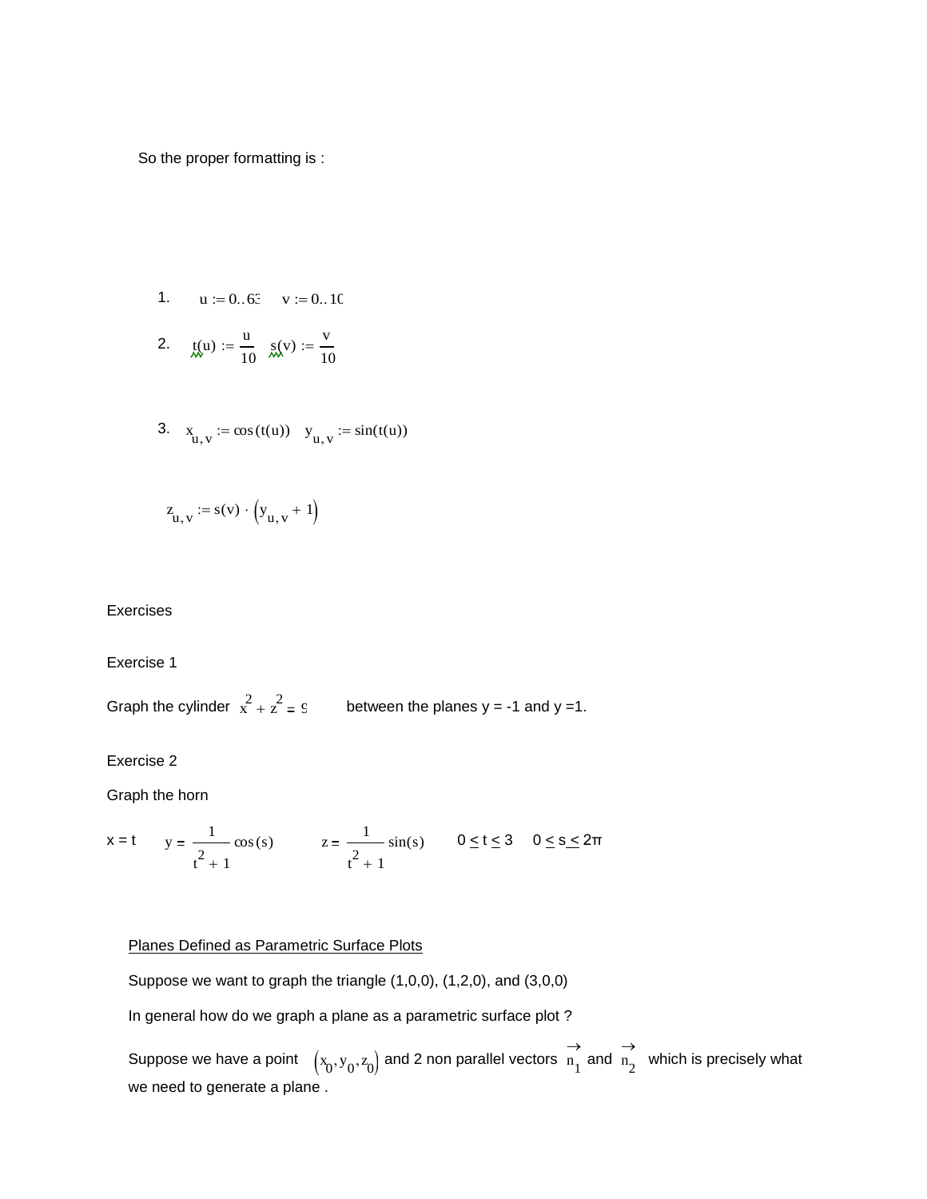So the proper formatting is :

1. $u := 0..63 \quad v := 0..10$

2. $t(u) := \frac{u}{10} \quad s(v) := \frac{v}{10}$

3. $x_{u,v} := \cos(t(u)) \quad y_{u,v} := \sin(t(u))$

$$z_{u,v} := s(v) \cdot \left(y_{u,v} + 1\right)$$

Exercises

Exercise 1

Graph the cylinder $x^2 + z^2 = 9$ between the planes y = -1 and y =1.

Exercise 2

Graph the horn

x = t $\quad y = \frac{1}{t^2 + 1}\cos(s) \quad z = \frac{1}{t^2 + 1}\sin(s) \quad 0 \le t \le 3 \quad 0 \le s \le 2\pi$

<u>Planes Defined as Parametric Surface Plots</u>

Suppose we want to graph the triangle (1,0,0), (1,2,0), and (3,0,0)

In general how do we graph a plane as a parametric surface plot ?

Suppose we have a point $\left(x_0, y_0, z_0\right)$ and 2 non parallel vectors $\vec{n}_1$ and $\vec{n}_2$ which is precisely what we need to generate a plane .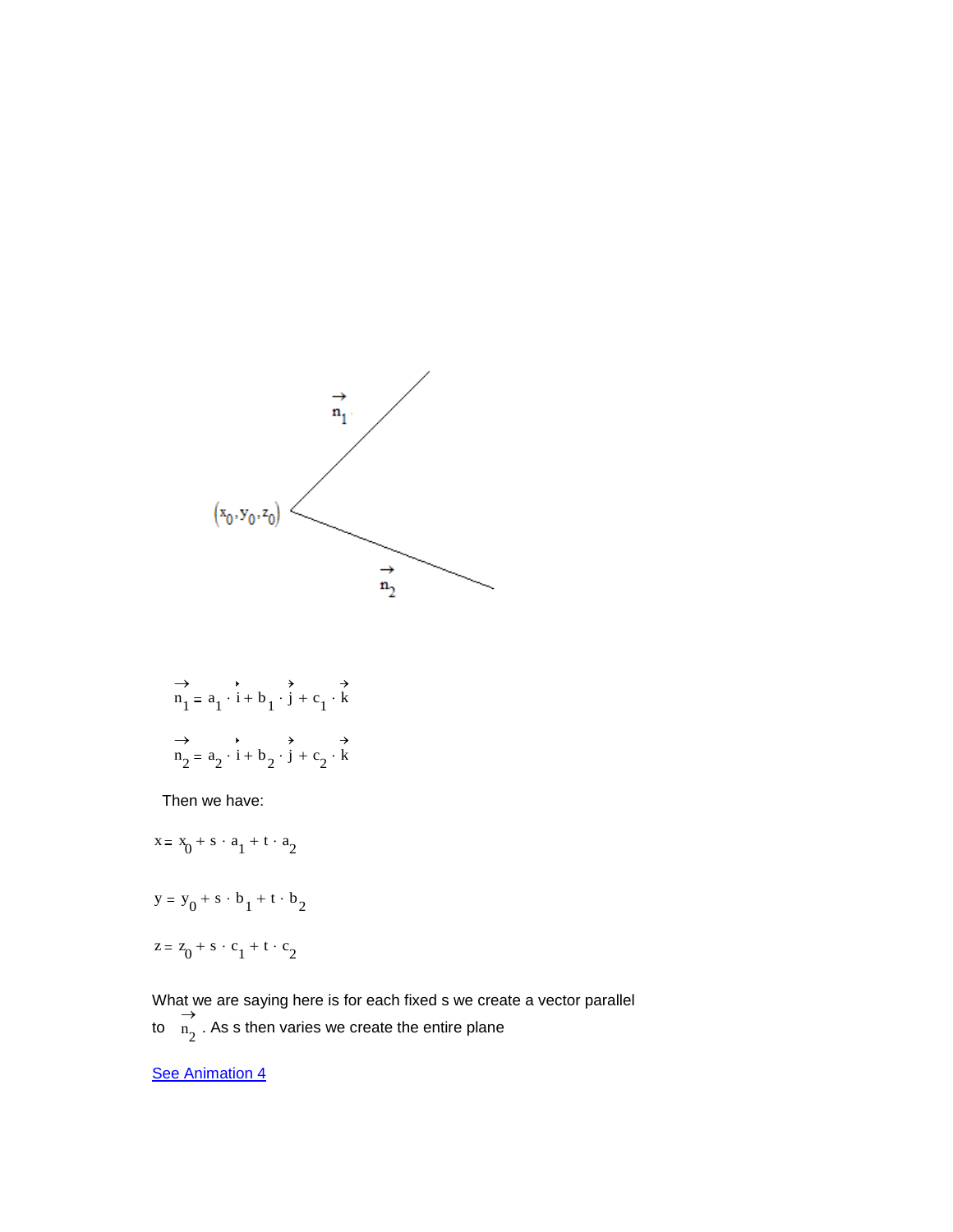$$\vec{n}_1 = a_1 \cdot \vec{i} + b_1 \cdot \vec{j} + c_1 \cdot \vec{k}$$

$$\vec{n}_2 = a_2 \cdot \vec{i} + b_2 \cdot \vec{j} + c_2 \cdot \vec{k}$$

Then we have:

$$x = x_0 + s \cdot a_1 + t \cdot a_2$$

$$y = y_0 + s \cdot b_1 + t \cdot b_2$$

$$z = z_0 + s \cdot c_1 + t \cdot c_2$$

What we are saying here is for each fixed s we create a vector parallel to $\vec{n}_2$ . As s then varies we create the entire plane

See Animation 4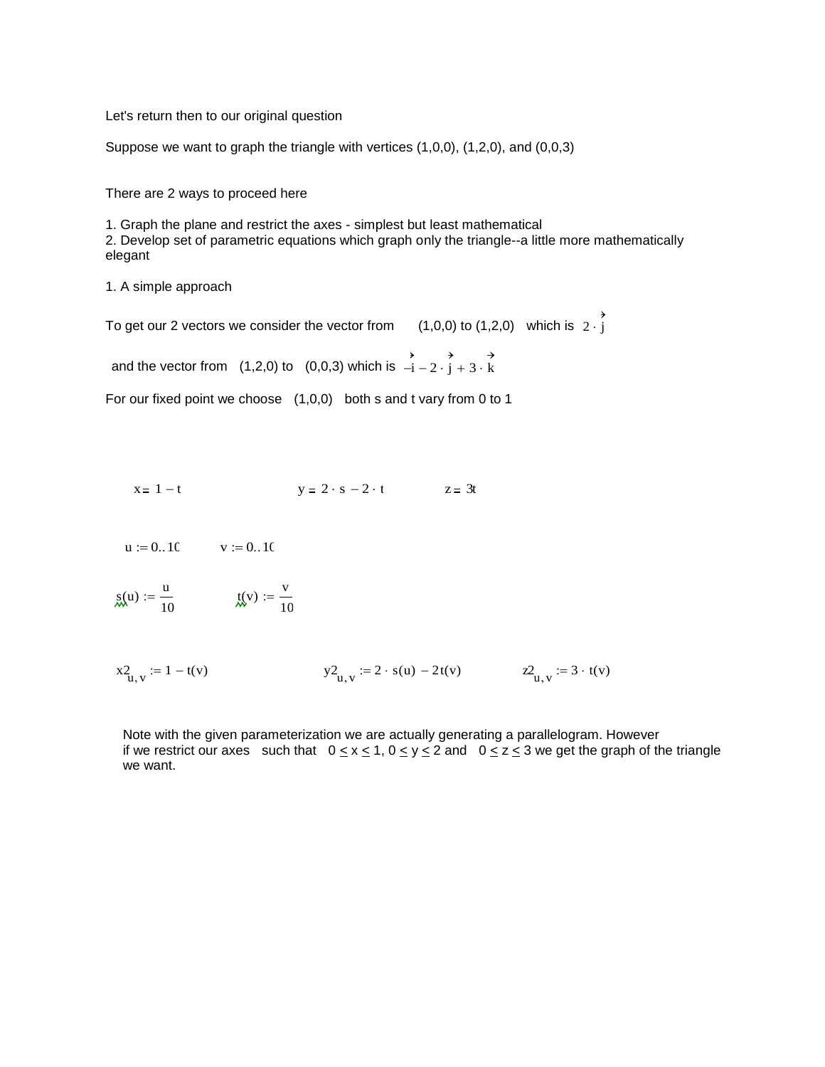Let's return then to our original question

Suppose we want to graph the triangle with vertices (1,0,0), (1,2,0), and (0,0,3)

There are 2 ways to proceed here

1. Graph the plane and restrict the axes - simplest but least mathematical
2. Develop set of parametric equations which graph only the triangle--a little more mathematically elegant

1. A simple approach

To get our 2 vectors we consider the vector from (1,0,0) to (1,2,0) which is $2 \cdot \vec{j}$

and the vector from (1,2,0) to (0,0,3) which is $-\vec{i} - 2 \cdot \vec{j} + 3 \cdot \vec{k}$

For our fixed point we choose (1,0,0) both s and t vary from 0 to 1

$$x = 1 - t \qquad\qquad y = 2 \cdot s - 2 \cdot t \qquad\qquad z = 3t$$

$$u := 0..10 \qquad v := 0..10$$

$$s(u) := \frac{u}{10} \qquad t(v) := \frac{v}{10}$$

$$x2_{u,v} := 1 - t(v) \qquad\qquad y2_{u,v} := 2 \cdot s(u) - 2t(v) \qquad\qquad z2_{u,v} := 3 \cdot t(v)$$

Note with the given parameterization we are actually generating a parallelogram. However if we restrict our axes such that $0 \leq x \leq 1$, $0 \leq y \leq 2$ and $0 \leq z \leq 3$ we get the graph of the triangle we want.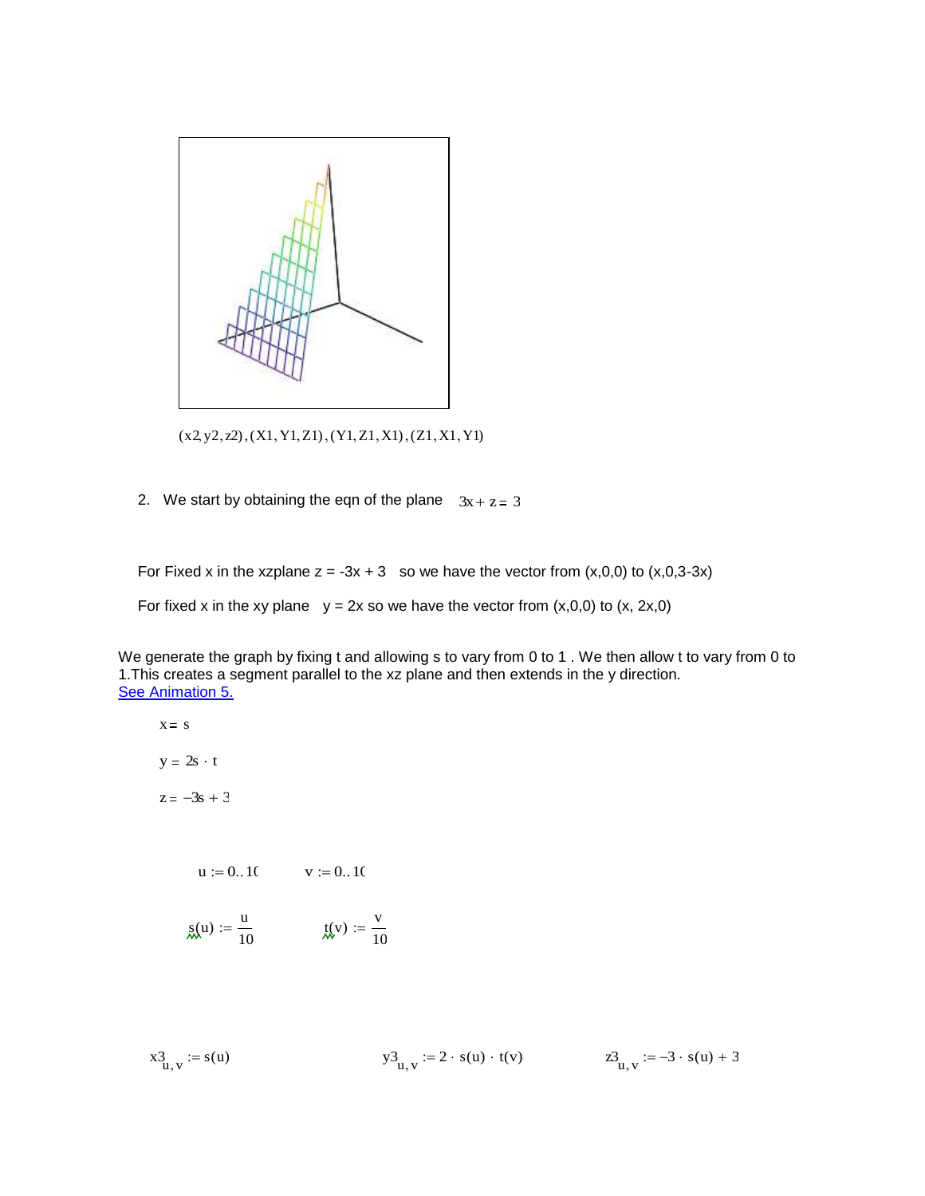$(x2, y2, z2), (X1, Y1, Z1), (Y1, Z1, X1), (Z1, X1, Y1)$

2. We start by obtaining the eqn of the plane $3x + z = 3$

For Fixed x in the xzplane z = -3x + 3 so we have the vector from (x,0,0) to (x,0,3-3x)

For fixed x in the xy plane y = 2x so we have the vector from (x,0,0) to (x, 2x,0)

We generate the graph by fixing t and allowing s to vary from 0 to 1 . We then allow t to vary from 0 to 1.This creates a segment parallel to the xz plane and then extends in the y direction.
See Animation 5.

$x = s$

$y = 2s \cdot t$

$z = -3s + 3$

$u := 0..10 \qquad v := 0..10$

$s(u) := \frac{u}{10} \qquad t(v) := \frac{v}{10}$

$x3_{u,v} := s(u) \qquad y3_{u,v} := 2 \cdot s(u) \cdot t(v) \qquad z3_{u,v} := -3 \cdot s(u) + 3$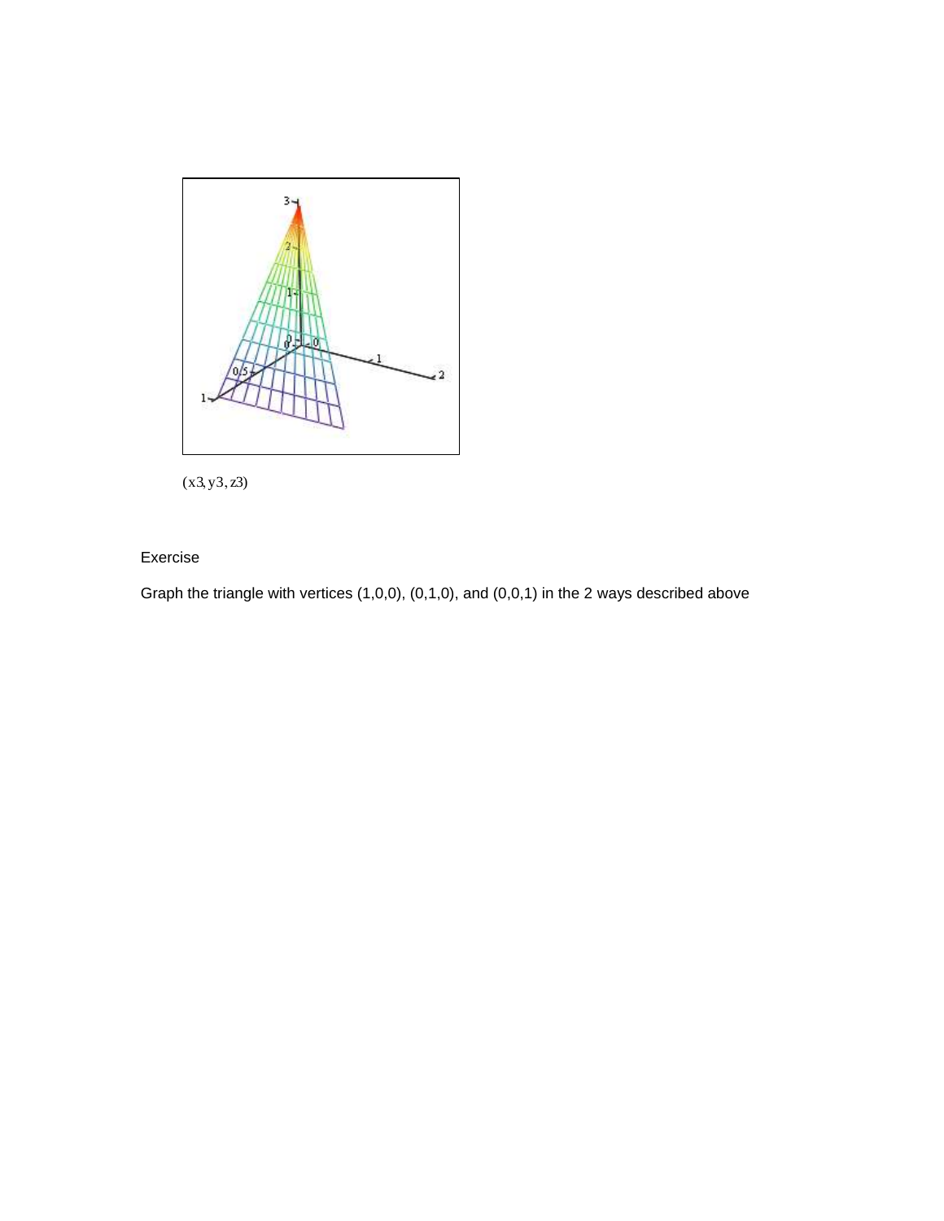3
2
1
0
0
0
0.5
1
1
2

$(x3, y3, z3)$

Exercise

Graph the triangle with vertices (1,0,0), (0,1,0), and (0,0,1) in the 2 ways described above